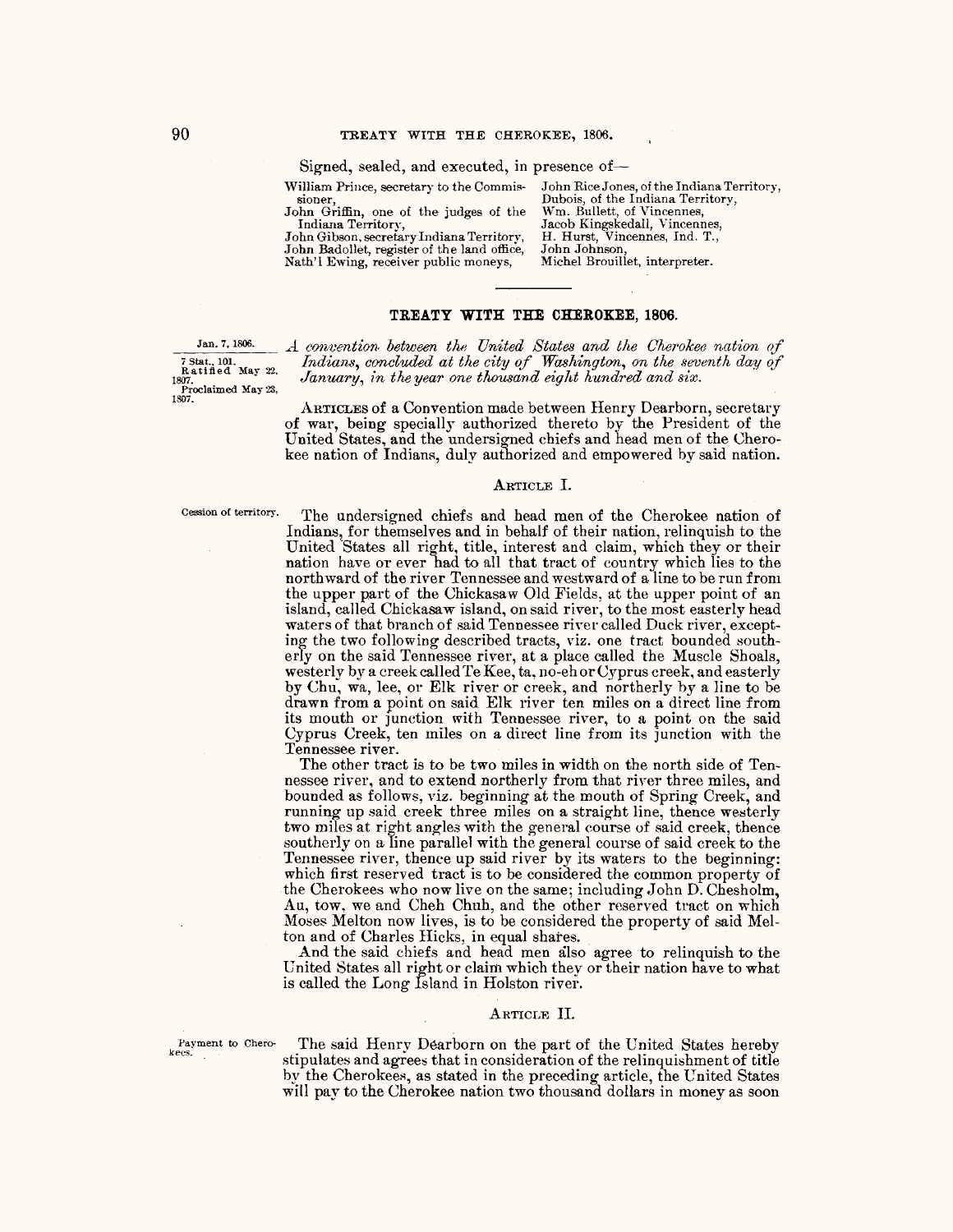Signed, sealed, and executed, in presence of—

William Prince, secretary to the Commissioner,
John Griffin, one of the judges of the Indiana Territory,
John Gibson, secretary Indiana Territory,
John Badollet, register of the land office,
Nath'l Ewing, receiver public moneys,
John Rice Jones, of the Indiana Territory,
Dubois, of the Indiana Territory,
Wm. Bullett, of Vincennes,
Jacob Kingskedall, Vincennes,
H. Hurst, Vincennes, Ind. T.,
John Johnson,
Michel Brouillet, interpreter.

---

## TREATY WITH THE CHEROKEE, 1806.

Jan. 7, 1806.

7 Stat., 101.
Ratified May 22, 1807.
Proclaimed May 23, 1807.

*A convention between the United States and the Cherokee nation of Indians, concluded at the city of Washington, on the seventh day of January, in the year one thousand eight hundred and six.*

ARTICLES of a Convention made between Henry Dearborn, secretary of war, being specially authorized thereto by the President of the United States, and the undersigned chiefs and head men of the Cherokee nation of Indians, duly authorized and empowered by said nation.

### ARTICLE I.

Cession of territory.

The undersigned chiefs and head men of the Cherokee nation of Indians, for themselves and in behalf of their nation, relinquish to the United States all right, title, interest and claim, which they or their nation have or ever had to all that tract of country which lies to the northward of the river Tennessee and westward of a line to be run from the upper part of the Chickasaw Old Fields, at the upper point of an island, called Chickasaw island, on said river, to the most easterly head waters of that branch of said Tennessee river called Duck river, excepting the two following described tracts, viz. one tract bounded southerly on the said Tennessee river, at a place called the Muscle Shoals, westerly by a creek called Te Kee, ta, no-eh or Cyprus creek, and easterly by Chu, wa, lee, or Elk river or creek, and northerly by a line to be drawn from a point on said Elk river ten miles on a direct line from its mouth or junction with Tennessee river, to a point on the said Cyprus Creek, ten miles on a direct line from its junction with the Tennessee river.

The other tract is to be two miles in width on the north side of Tennessee river, and to extend northerly from that river three miles, and bounded as follows, viz. beginning at the mouth of Spring Creek, and running up said creek three miles on a straight line, thence westerly two miles at right angles with the general course of said creek, thence southerly on a line parallel with the general course of said creek to the Tennessee river, thence up said river by its waters to the beginning: which first reserved tract is to be considered the common property of the Cherokees who now live on the same; including John D. Chesholm, Au, tow, we and Cheh Chuh, and the other reserved tract on which Moses Melton now lives, is to be considered the property of said Melton and of Charles Hicks, in equal shares.

And the said chiefs and head men also agree to relinquish to the United States all right or claim which they or their nation have to what is called the Long Island in Holston river.

### ARTICLE II.

Payment to Cherokees.

The said Henry Dearborn on the part of the United States hereby stipulates and agrees that in consideration of the relinquishment of title by the Cherokees, as stated in the preceding article, the United States will pay to the Cherokee nation two thousand dollars in money as soon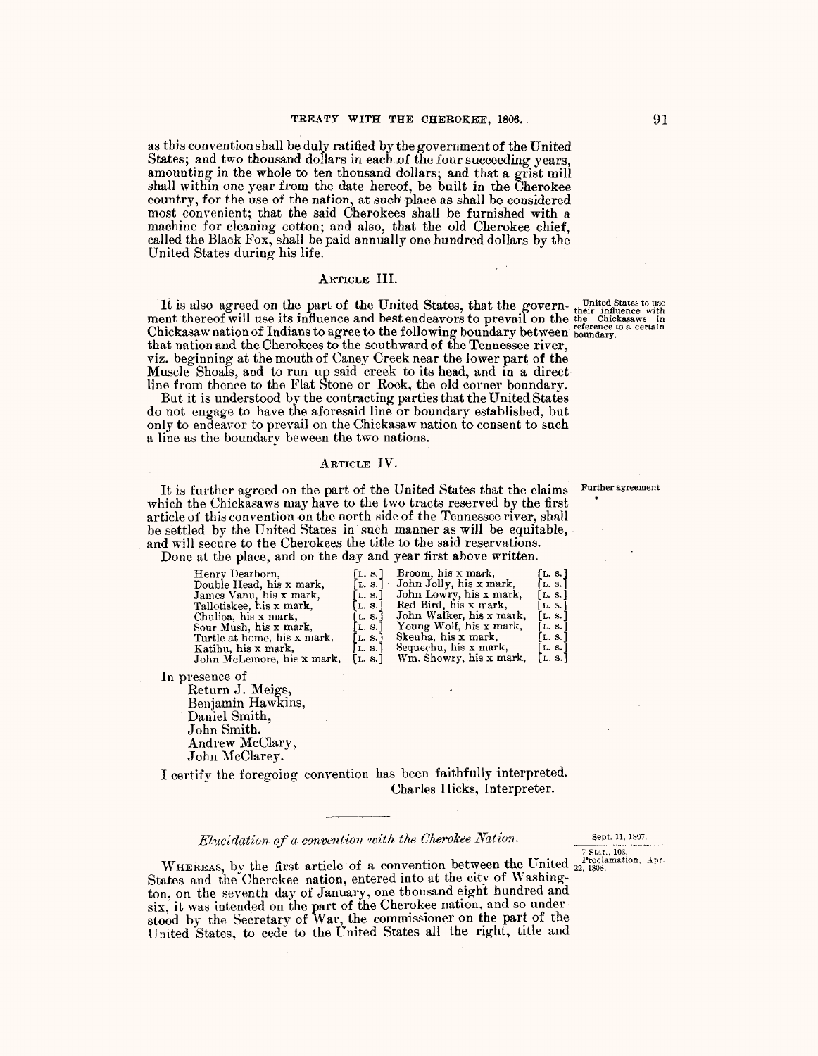as this convention shall be duly ratified by the government of the United States; and two thousand dollars in each of the four succeeding years, amounting in the whole to ten thousand dollars; and that a grist mill shall within one year from the date hereof, be built in the Cherokee country, for the use of the nation, at such place as shall be considered most convenient; that the said Cherokees shall be furnished with a machine for cleaning cotton; and also, that the old Cherokee chief, called the Black Fox, shall be paid annually one hundred dollars by the United States during his life.

### ARTICLE III.

United States to use their influence with the Chickasaws in reference to a certain boundary.

It is also agreed on the part of the United States, that the government thereof will use its influence and best endeavors to prevail on the Chickasaw nation of Indians to agree to the following boundary between that nation and the Cherokees to the southward of the Tennessee river, viz. beginning at the mouth of Caney Creek near the lower part of the Muscle Shoals, and to run up said creek to its head, and in a direct line from thence to the Flat Stone or Rock, the old corner boundary.

But it is understood by the contracting parties that the United States do not engage to have the aforesaid line or boundary established, but only to endeavor to prevail on the Chickasaw nation to consent to such a line as the boundary beween the two nations.

### ARTICLE IV.

Further agreement

It is further agreed on the part of the United States that the claims which the Chickasaws may have to the two tracts reserved by the first article of this convention on the north side of the Tennessee river, shall be settled by the United States in such manner as will be equitable, and will secure to the Cherokees the title to the said reservations.

Done at the place, and on the day and year first above written.

| | | | |
|---|---|---|---|
| Henry Dearborn, | [L. S.] | Broom, his x mark, | [L. S.] |
| Double Head, his x mark, | [L. S.] | John Jolly, his x mark, | [L. S.] |
| James Vanu, his x mark, | [L. S.] | John Lowry, his x mark, | [L. S.] |
| Tallotiskee, his x mark, | [L. S.] | Red Bird, his x mark, | [L. S.] |
| Chulioa, his x mark, | [L. S.] | John Walker, his x mark, | [L. S.] |
| Sour Mush, his x mark, | [L. S.] | Young Wolf, his x mark, | [L. S.] |
| Turtle at home, his x mark, | [L. S.] | Skeuha, his x mark, | [L. S.] |
| Katihu, his x mark, | [L. S.] | Sequechu, his x mark, | [L. S.] |
| John McLemore, his x mark, | [L. S.] | Wm. Showry, his x mark, | [L. S.] |

In presence of—
Return J. Meigs,
Benjamin Hawkins,
Daniel Smith,
John Smith,
Andrew McClary,
John McClarey.

I certify the foregoing convention has been faithfully interpreted.
Charles Hicks, Interpreter.

---

## *Elucidation of a convention with the Cherokee Nation.*

Sept. 11, 1807.
7 Stat., 103.
Proclamation, Apr. 22, 1808.

WHEREAS, by the first article of a convention between the United States and the Cherokee nation, entered into at the city of Washington, on the seventh day of January, one thousand eight hundred and six, it was intended on the part of the Cherokee nation, and so understood by the Secretary of War, the commissioner on the part of the United States, to cede to the United States all the right, title and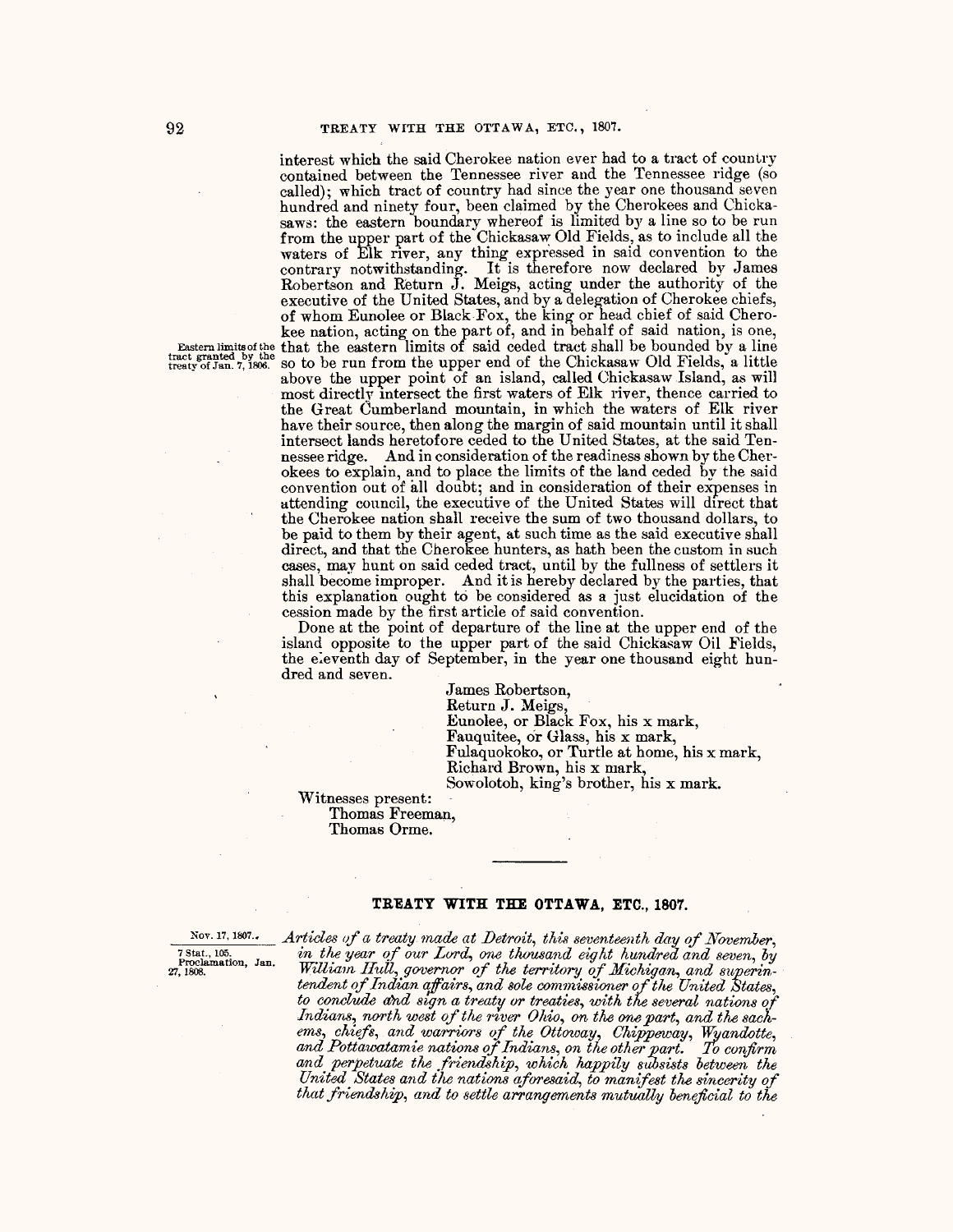interest which the said Cherokee nation ever had to a tract of country contained between the Tennessee river and the Tennessee ridge (so called); which tract of country had since the year one thousand seven hundred and ninety four, been claimed by the Cherokees and Chickasaws: the eastern boundary whereof is limited by a line so to be run from the upper part of the Chickasaw Old Fields, as to include all the waters of Elk river, any thing expressed in said convention to the contrary notwithstanding. It is therefore now declared by James Robertson and Return J. Meigs, acting under the authority of the executive of the United States, and by a delegation of Cherokee chiefs, of whom Eunolee or Black Fox, the king or head chief of said Cherokee nation, acting on the part of, and in behalf of said nation, is one, that the eastern limits of said ceded tract shall be bounded by a line so to be run from the upper end of the Chickasaw Old Fields, a little above the upper point of an island, called Chickasaw Island, as will most directly intersect the first waters of Elk river, thence carried to the Great Cumberland mountain, in which the waters of Elk river have their source, then along the margin of said mountain until it shall intersect lands heretofore ceded to the United States, at the said Tennessee ridge. And in consideration of the readiness shown by the Cherokees to explain, and to place the limits of the land ceded by the said convention out of all doubt; and in consideration of their expenses in attending council, the executive of the United States will direct that the Cherokee nation shall receive the sum of two thousand dollars, to be paid to them by their agent, at such time as the said executive shall direct, and that the Cherokee hunters, as hath been the custom in such cases, may hunt on said ceded tract, until by the fullness of settlers it shall become improper. And it is hereby declared by the parties, that this explanation ought to be considered as a just elucidation of the cession made by the first article of said convention.

Eastern limits of the tract granted by the treaty of Jan. 7, 1806.

Done at the point of departure of the line at the upper end of the island opposite to the upper part of the said Chickasaw Oil Fields, the eleventh day of September, in the year one thousand eight hundred and seven.

James Robertson,
Return J. Meigs,
Eunolee, or Black Fox, his x mark,
Fauquitee, or Glass, his x mark,
Fulaquokoko, or Turtle at home, his x mark,
Richard Brown, his x mark,
Sowolotoh, king's brother, his x mark.

Witnesses present:
Thomas Freeman,
Thomas Orme.

---

## TREATY WITH THE OTTAWA, ETC., 1807.

Nov. 17, 1807.

7 Stat., 105.
Proclamation, Jan. 27, 1808.

*Articles of a treaty made at Detroit, this seventeenth day of November, in the year of our Lord, one thousand eight hundred and seven, by William Hull, governor of the territory of Michigan, and superintendent of Indian affairs, and sole commissioner of the United States, to conclude and sign a treaty or treaties, with the several nations of Indians, north west of the river Ohio, on the one part, and the sachems, chiefs, and warriors of the Ottoway, Chippeway, Wyandotte, and Pottawatamie nations of Indians, on the other part. To confirm and perpetuate the friendship, which happily subsists between the United States and the nations aforesaid, to manifest the sincerity of that friendship, and to settle arrangements mutually beneficial to the*